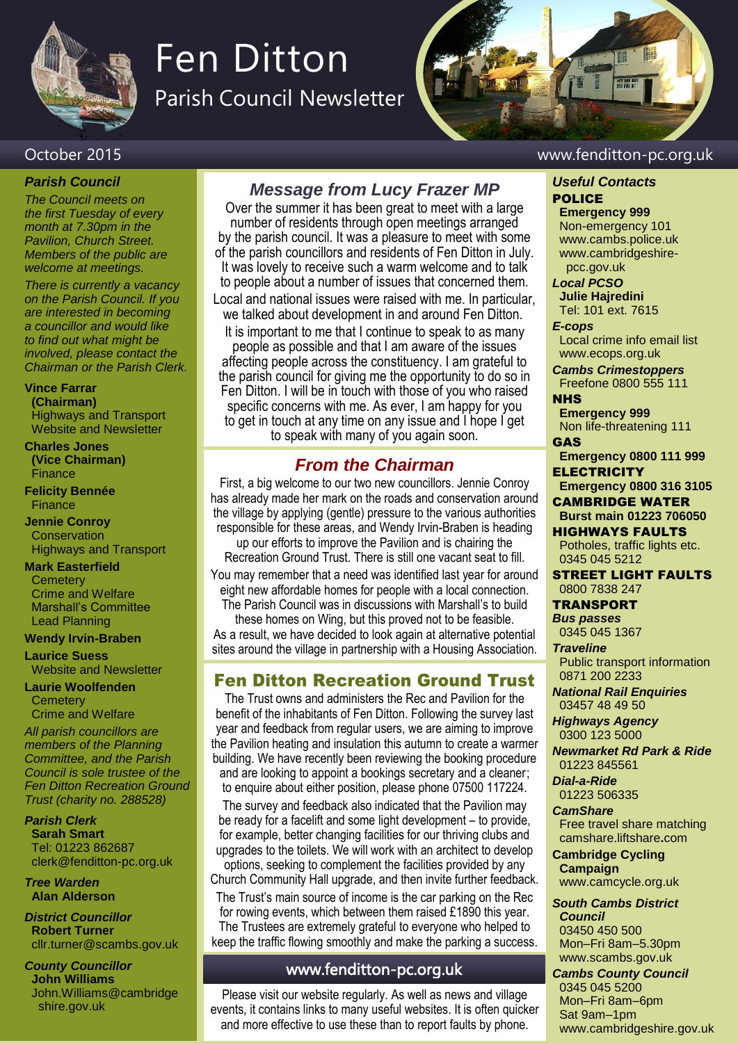# Fen Ditton

## Parish Council Newsletter

October 2015

www.fenditton-pc.org.uk

## Message from Lucy Frazer MP

Over the summer it has been great to meet with a large number of residents through open meetings arranged by the parish council. It was a pleasure to meet with some of the parish councillors and residents of Fen Ditton in July. It was lovely to receive such a warm welcome and to talk to people about a number of issues that concerned them.

Local and national issues were raised with me. In particular, we talked about development in and around Fen Ditton.

It is important to me that I continue to speak to as many people as possible and that I am aware of the issues affecting people across the constituency. I am grateful to the parish council for giving me the opportunity to do so in Fen Ditton. I will be in touch with those of you who raised specific concerns with me. As ever, I am happy for you to get in touch at any time on any issue and I hope I get to speak with many of you again soon.

## From the Chairman

First, a big welcome to our two new councillors. Jennie Conroy has already made her mark on the roads and conservation around the village by applying (gentle) pressure to the various authorities responsible for these areas, and Wendy Irvin-Braben is heading up our efforts to improve the Pavilion and is chairing the Recreation Ground Trust. There is still one vacant seat to fill.

You may remember that a need was identified last year for around eight new affordable homes for people with a local connection. The Parish Council was in discussions with Marshall's to build these homes on Wing, but this proved not to be feasible. As a result, we have decided to look again at alternative potential sites around the village in partnership with a Housing Association.

## Fen Ditton Recreation Ground Trust

The Trust owns and administers the Rec and Pavilion for the benefit of the inhabitants of Fen Ditton. Following the survey last year and feedback from regular users, we are aiming to improve the Pavilion heating and insulation this autumn to create a warmer building. We have recently been reviewing the booking procedure and are looking to appoint a bookings secretary and a cleaner; to enquire about either position, please phone 07500 117224.

The survey and feedback also indicated that the Pavilion may be ready for a facelift and some light development – to provide, for example, better changing facilities for our thriving clubs and upgrades to the toilets. We will work with an architect to develop options, seeking to complement the facilities provided by any Church Community Hall upgrade, and then invite further feedback.

The Trust's main source of income is the car parking on the Rec for rowing events, which between them raised £1890 this year. The Trustees are extremely grateful to everyone who helped to keep the traffic flowing smoothly and make the parking a success.

## www.fenditton-pc.org.uk

Please visit our website regularly. As well as news and village events, it contains links to many useful websites. It is often quicker and more effective to use these than to report faults by phone.

### *Parish Council*

*The Council meets on the first Tuesday of every month at 7.30pm in the Pavilion, Church Street. Members of the public are welcome at meetings.*

*There is currently a vacancy on the Parish Council. If you are interested in becoming a councillor and would like to find out what might be involved, please contact the Chairman or the Parish Clerk.*

**Vince Farrar (Chairman)**
Highways and Transport
Website and Newsletter

**Charles Jones (Vice Chairman)**
Finance

**Felicity Bennée**
Finance

**Jennie Conroy**
Conservation
Highways and Transport

**Mark Easterfield**
Cemetery
Crime and Welfare
Marshall's Committee
Lead Planning

**Wendy Irvin-Braben**

**Laurice Suess**
Website and Newsletter

**Laurie Woolfenden**
Cemetery
Crime and Welfare

*All parish councillors are members of the Planning Committee, and the Parish Council is sole trustee of the Fen Ditton Recreation Ground Trust (charity no. 288528)*

***Parish Clerk***
**Sarah Smart**
Tel: 01223 862687
clerk@fenditton-pc.org.uk

***Tree Warden***
**Alan Alderson**

***District Councillor***
**Robert Turner**
cllr.turner@scambs.gov.uk

***County Councillor***
**John Williams**
John.Williams@cambridgeshire.gov.uk

### *Useful Contacts*

**POLICE**
**Emergency 999**
Non-emergency 101
www.cambs.police.uk
www.cambridgeshire-pcc.gov.uk

***Local PCSO***
**Julie Hajredini**
Tel: 101 ext. 7615

***E-cops***
Local crime info email list
www.ecops.org.uk

***Cambs Crimestoppers***
Freefone 0800 555 111

**NHS**
**Emergency 999**
Non life-threatening 111

**GAS**
**Emergency 0800 111 999**

**ELECTRICITY**
**Emergency 0800 316 3105**

**CAMBRIDGE WATER**
**Burst main 01223 706050**

**HIGHWAYS FAULTS**
Potholes, traffic lights etc.
0345 045 5212

**STREET LIGHT FAULTS**
0800 7838 247

**TRANSPORT**

***Bus passes***
0345 045 1367

***Traveline***
Public transport information
0871 200 2233

***National Rail Enquiries***
03457 48 49 50

***Highways Agency***
0300 123 5000

***Newmarket Rd Park & Ride***
01223 845561

***Dial-a-Ride***
01223 506335

***CamShare***
Free travel share matching
camshare.liftshare.com

**Cambridge Cycling Campaign**
www.camcycle.org.uk

***South Cambs District Council***
03450 450 500
Mon–Fri 8am–5.30pm
www.scambs.gov.uk

***Cambs County Council***
0345 045 5200
Mon–Fri 8am–6pm
Sat 9am–1pm
www.cambridgeshire.gov.uk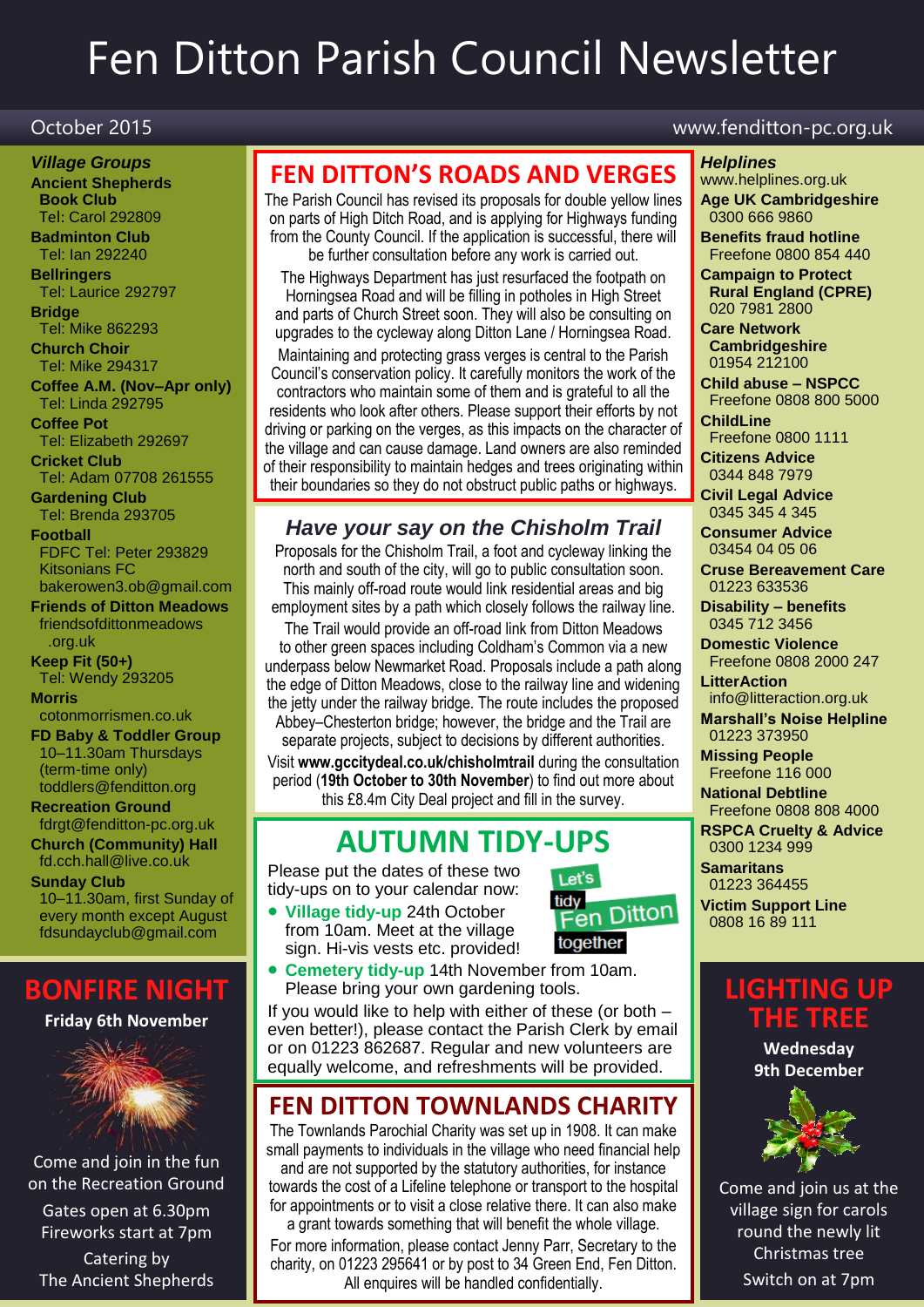# Fen Ditton Parish Council Newsletter

October 2015

www.fenditton-pc.org.uk

## FEN DITTON'S ROADS AND VERGES

The Parish Council has revised its proposals for double yellow lines on parts of High Ditch Road, and is applying for Highways funding from the County Council. If the application is successful, there will be further consultation before any work is carried out.

The Highways Department has just resurfaced the footpath on Horningsea Road and will be filling in potholes in High Street and parts of Church Street soon. They will also be consulting on upgrades to the cycleway along Ditton Lane / Horningsea Road.

Maintaining and protecting grass verges is central to the Parish Council's conservation policy. It carefully monitors the work of the contractors who maintain some of them and is grateful to all the residents who look after others. Please support their efforts by not driving or parking on the verges, as this impacts on the character of the village and can cause damage. Land owners are also reminded of their responsibility to maintain hedges and trees originating within their boundaries so they do not obstruct public paths or highways.

### *Have your say on the Chisholm Trail*

Proposals for the Chisholm Trail, a foot and cycleway linking the north and south of the city, will go to public consultation soon. This mainly off-road route would link residential areas and big employment sites by a path which closely follows the railway line.

The Trail would provide an off-road link from Ditton Meadows to other green spaces including Coldham's Common via a new underpass below Newmarket Road. Proposals include a path along the edge of Ditton Meadows, close to the railway line and widening the jetty under the railway bridge. The route includes the proposed Abbey–Chesterton bridge; however, the bridge and the Trail are separate projects, subject to decisions by different authorities.

Visit **www.gccitydeal.co.uk/chisholmtrail** during the consultation period (**19th October to 30th November**) to find out more about this £8.4m City Deal project and fill in the survey.

## AUTUMN TIDY-UPS

Please put the dates of these two tidy-ups on to your calendar now:

Let's tidy Fen Ditton together

- **Village tidy-up** 24th October from 10am. Meet at the village sign. Hi-vis vests etc. provided!
- **Cemetery tidy-up** 14th November from 10am. Please bring your own gardening tools.

If you would like to help with either of these (or both – even better!), please contact the Parish Clerk by email or on 01223 862687. Regular and new volunteers are equally welcome, and refreshments will be provided.

## FEN DITTON TOWNLANDS CHARITY

The Townlands Parochial Charity was set up in 1908. It can make small payments to individuals in the village who need financial help and are not supported by the statutory authorities, for instance towards the cost of a Lifeline telephone or transport to the hospital for appointments or to visit a close relative there. It can also make a grant towards something that will benefit the whole village.

For more information, please contact Jenny Parr, Secretary to the charity, on 01223 295641 or by post to 34 Green End, Fen Ditton. All enquires will be handled confidentially.

### *Village Groups*

**Ancient Shepherds Book Club**
Tel: Carol 292809

**Badminton Club**
Tel: Ian 292240

**Bellringers**
Tel: Laurice 292797

**Bridge**
Tel: Mike 862293

**Church Choir**
Tel: Mike 294317

**Coffee A.M. (Nov–Apr only)**
Tel: Linda 292795

**Coffee Pot**
Tel: Elizabeth 292697

**Cricket Club**
Tel: Adam 07708 261555

**Gardening Club**
Tel: Brenda 293705

**Football**
FDFC Tel: Peter 293829
Kitsonians FC
bakerowen3.ob@gmail.com

**Friends of Ditton Meadows**
friendsofdittonmeadows.org.uk

**Keep Fit (50+)**
Tel: Wendy 293205

**Morris**
cotonmorrismen.co.uk

**FD Baby & Toddler Group**
10–11.30am Thursdays (term-time only)
toddlers@fenditton.org

**Recreation Ground**
fdrgt@fenditton-pc.org.uk

**Church (Community) Hall**
fd.cch.hall@live.co.uk

**Sunday Club**
10–11.30am, first Sunday of every month except August
fdsundayclub@gmail.com

## BONFIRE NIGHT

**Friday 6th November**

Come and join in the fun on the Recreation Ground

Gates open at 6.30pm
Fireworks start at 7pm

Catering by The Ancient Shepherds

### *Helplines*

www.helplines.org.uk

**Age UK Cambridgeshire**
0300 666 9860

**Benefits fraud hotline**
Freefone 0800 854 440

**Campaign to Protect Rural England (CPRE)**
020 7981 2800

**Care Network Cambridgeshire**
01954 212100

**Child abuse – NSPCC**
Freefone 0808 800 5000

**ChildLine**
Freefone 0800 1111

**Citizens Advice**
0344 848 7979

**Civil Legal Advice**
0345 345 4 345

**Consumer Advice**
03454 04 05 06

**Cruse Bereavement Care**
01223 633536

**Disability – benefits**
0345 712 3456

**Domestic Violence**
Freefone 0808 2000 247

**LitterAction**
info@litteraction.org.uk

**Marshall's Noise Helpline**
01223 373950

**Missing People**
Freefone 116 000

**National Debtline**
Freefone 0808 808 4000

**RSPCA Cruelty & Advice**
0300 1234 999

**Samaritans**
01223 364455

**Victim Support Line**
0808 16 89 111

## LIGHTING UP THE TREE

**Wednesday 9th December**

Come and join us at the village sign for carols round the newly lit Christmas tree

Switch on at 7pm